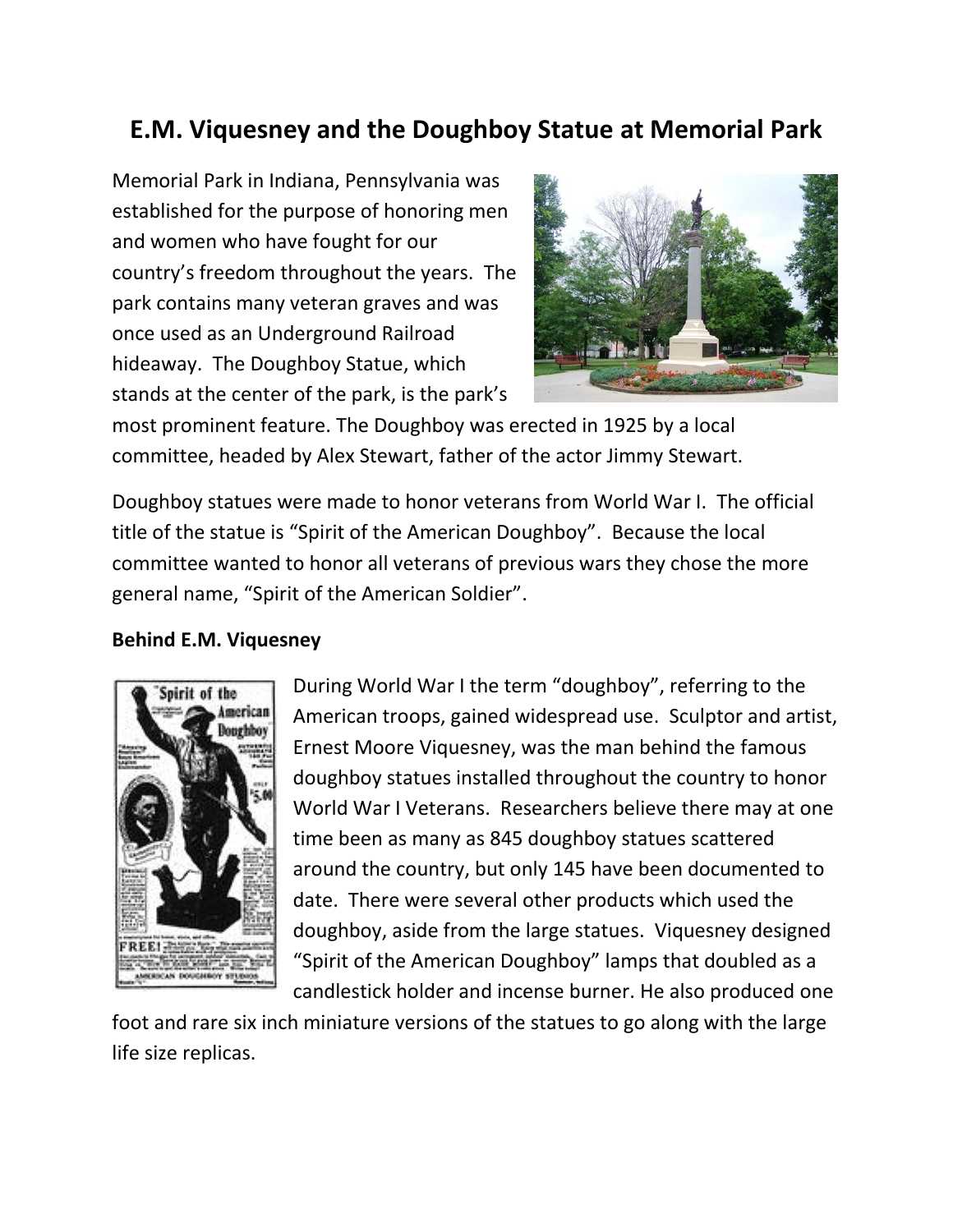# E.M. Viquesney and the Doughboy Statue at Memorial Park

Memorial Park in Indiana, Pennsylvania was established for the purpose of honoring men and women who have fought for our country's freedom throughout the years. The park contains many veteran graves and was once used as an Underground Railroad hideaway. The Doughboy Statue, which stands at the center of the park, is the park's most prominent feature. The Doughboy was erected in 1925 by a local committee, headed by Alex Stewart, father of the actor Jimmy Stewart.

Doughboy statues were made to honor veterans from World War I. The official title of the statue is "Spirit of the American Doughboy". Because the local committee wanted to honor all veterans of previous wars they chose the more general name, "Spirit of the American Soldier".

**Behind E.M. Viquesney**

During World War I the term "doughboy", referring to the American troops, gained widespread use. Sculptor and artist, Ernest Moore Viquesney, was the man behind the famous doughboy statues installed throughout the country to honor World War I Veterans. Researchers believe there may at one time been as many as 845 doughboy statues scattered around the country, but only 145 have been documented to date. There were several other products which used the doughboy, aside from the large statues. Viquesney designed "Spirit of the American Doughboy" lamps that doubled as a candlestick holder and incense burner. He also produced one foot and rare six inch miniature versions of the statues to go along with the large life size replicas.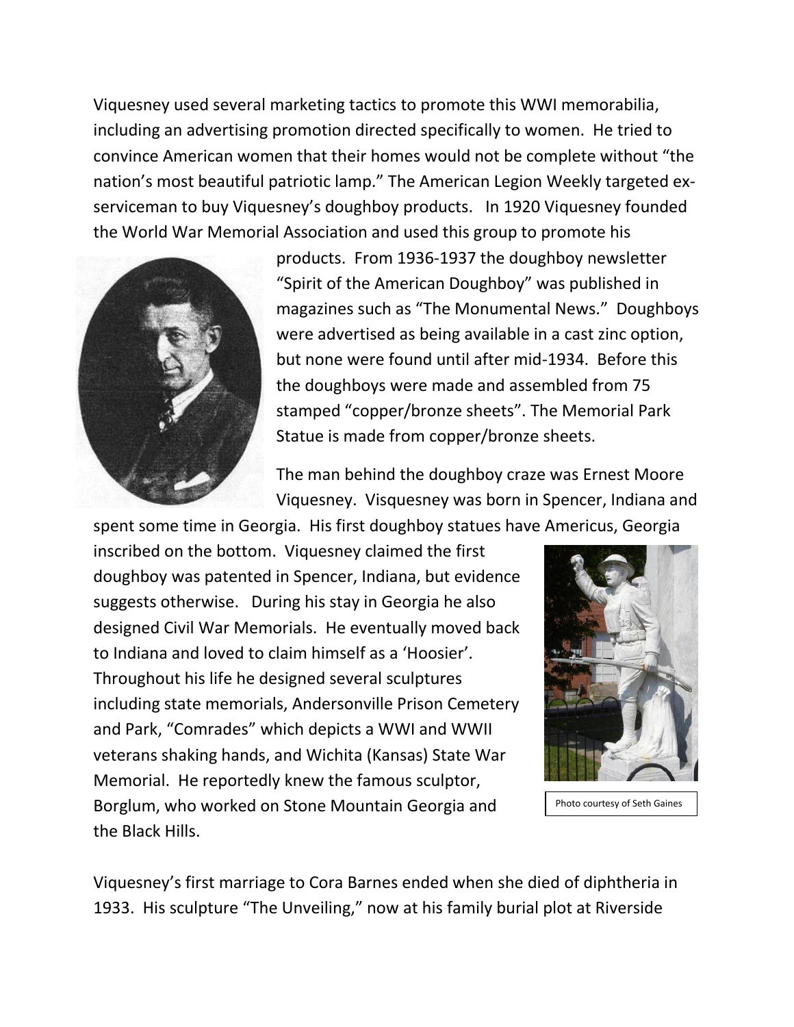Viquesney used several marketing tactics to promote this WWI memorabilia, including an advertising promotion directed specifically to women. He tried to convince American women that their homes would not be complete without "the nation's most beautiful patriotic lamp." The American Legion Weekly targeted ex-serviceman to buy Viquesney's doughboy products. In 1920 Viquesney founded the World War Memorial Association and used this group to promote his products. From 1936-1937 the doughboy newsletter "Spirit of the American Doughboy" was published in magazines such as "The Monumental News." Doughboys were advertised as being available in a cast zinc option, but none were found until after mid-1934. Before this the doughboys were made and assembled from 75 stamped "copper/bronze sheets". The Memorial Park Statue is made from copper/bronze sheets.

The man behind the doughboy craze was Ernest Moore Viquesney. Visquesney was born in Spencer, Indiana and spent some time in Georgia. His first doughboy statues have Americus, Georgia inscribed on the bottom. Viquesney claimed the first doughboy was patented in Spencer, Indiana, but evidence suggests otherwise. During his stay in Georgia he also designed Civil War Memorials. He eventually moved back to Indiana and loved to claim himself as a 'Hoosier'. Throughout his life he designed several sculptures including state memorials, Andersonville Prison Cemetery and Park, "Comrades" which depicts a WWI and WWII veterans shaking hands, and Wichita (Kansas) State War Memorial. He reportedly knew the famous sculptor, Borglum, who worked on Stone Mountain Georgia and the Black Hills.

Photo courtesy of Seth Gaines

Viquesney's first marriage to Cora Barnes ended when she died of diphtheria in 1933. His sculpture "The Unveiling," now at his family burial plot at Riverside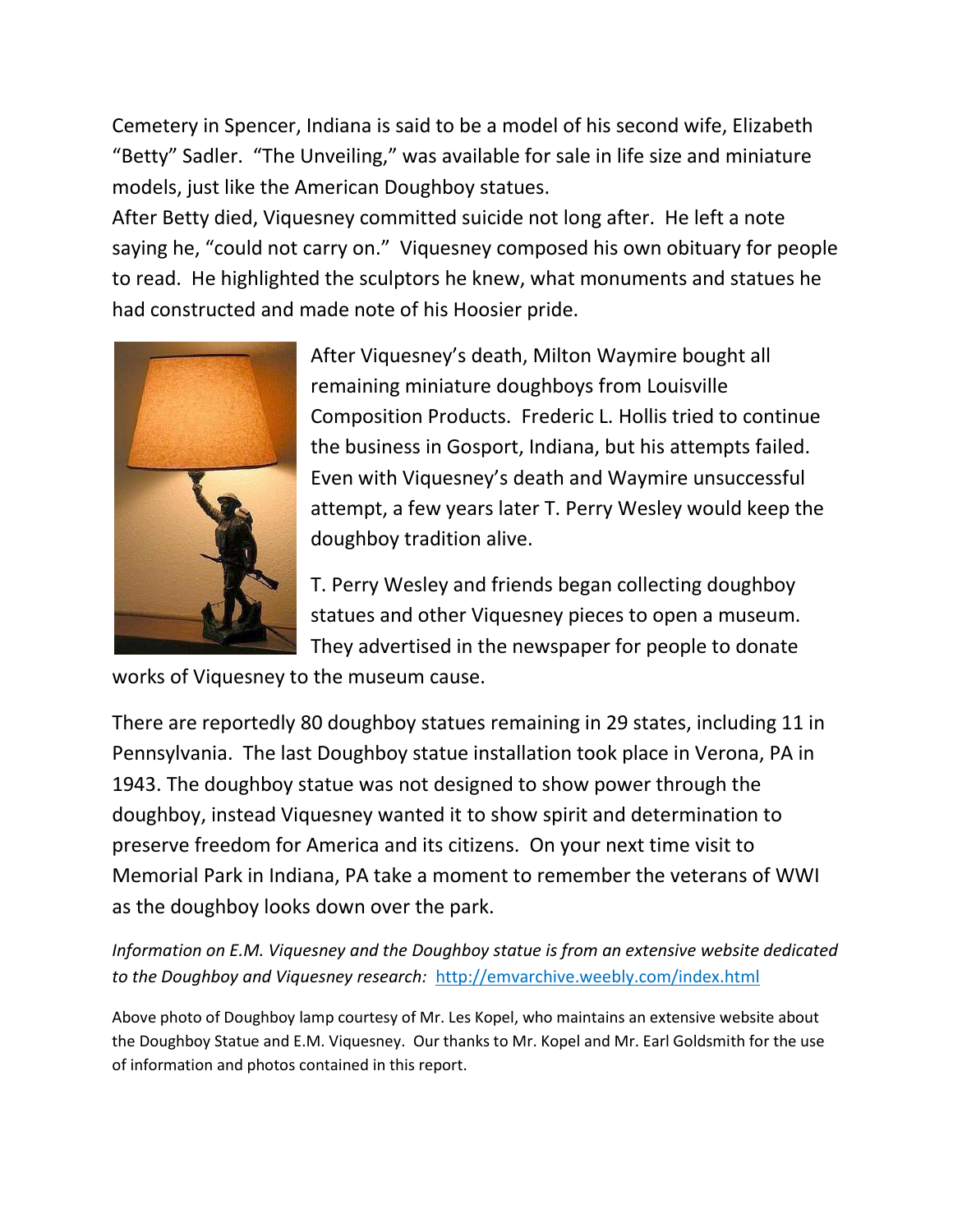Cemetery in Spencer, Indiana is said to be a model of his second wife, Elizabeth "Betty" Sadler. "The Unveiling," was available for sale in life size and miniature models, just like the American Doughboy statues.

After Betty died, Viquesney committed suicide not long after. He left a note saying he, "could not carry on." Viquesney composed his own obituary for people to read. He highlighted the sculptors he knew, what monuments and statues he had constructed and made note of his Hoosier pride.

After Viquesney's death, Milton Waymire bought all remaining miniature doughboys from Louisville Composition Products. Frederic L. Hollis tried to continue the business in Gosport, Indiana, but his attempts failed. Even with Viquesney's death and Waymire unsuccessful attempt, a few years later T. Perry Wesley would keep the doughboy tradition alive.

T. Perry Wesley and friends began collecting doughboy statues and other Viquesney pieces to open a museum. They advertised in the newspaper for people to donate works of Viquesney to the museum cause.

There are reportedly 80 doughboy statues remaining in 29 states, including 11 in Pennsylvania. The last Doughboy statue installation took place in Verona, PA in 1943. The doughboy statue was not designed to show power through the doughboy, instead Viquesney wanted it to show spirit and determination to preserve freedom for America and its citizens. On your next time visit to Memorial Park in Indiana, PA take a moment to remember the veterans of WWI as the doughboy looks down over the park.

*Information on E.M. Viquesney and the Doughboy statue is from an extensive website dedicated to the Doughboy and Viquesney research:* http://emvarchive.weebly.com/index.html

Above photo of Doughboy lamp courtesy of Mr. Les Kopel, who maintains an extensive website about the Doughboy Statue and E.M. Viquesney. Our thanks to Mr. Kopel and Mr. Earl Goldsmith for the use of information and photos contained in this report.